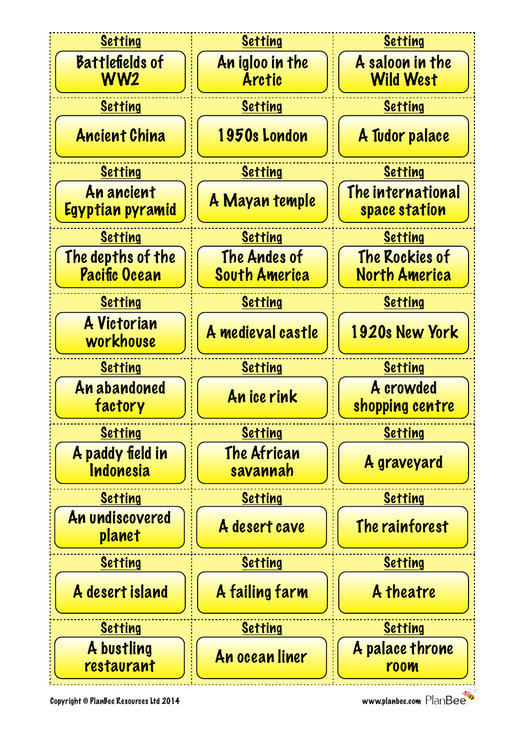| Setting | Setting | Setting |
|---|---|---|
| Battlefields of WW2 | An igloo in the Arctic | A saloon in the Wild West |
| Ancient China | 1950s London | A Tudor palace |
| An ancient Egyptian pyramid | A Mayan temple | The international space station |
| The depths of the Pacific Ocean | The Andes of South America | The Rockies of North America |
| A Victorian workhouse | A medieval castle | 1920s New York |
| An abandoned factory | An ice rink | A crowded shopping centre |
| A paddy field in Indonesia | The African savannah | A graveyard |
| An undiscovered planet | A desert cave | The rainforest |
| A desert island | A failing farm | A theatre |
| A bustling restaurant | An ocean liner | A palace throne room |

Copyright © PlanBee Resources Ltd 2014

www.planbee.com PlanBee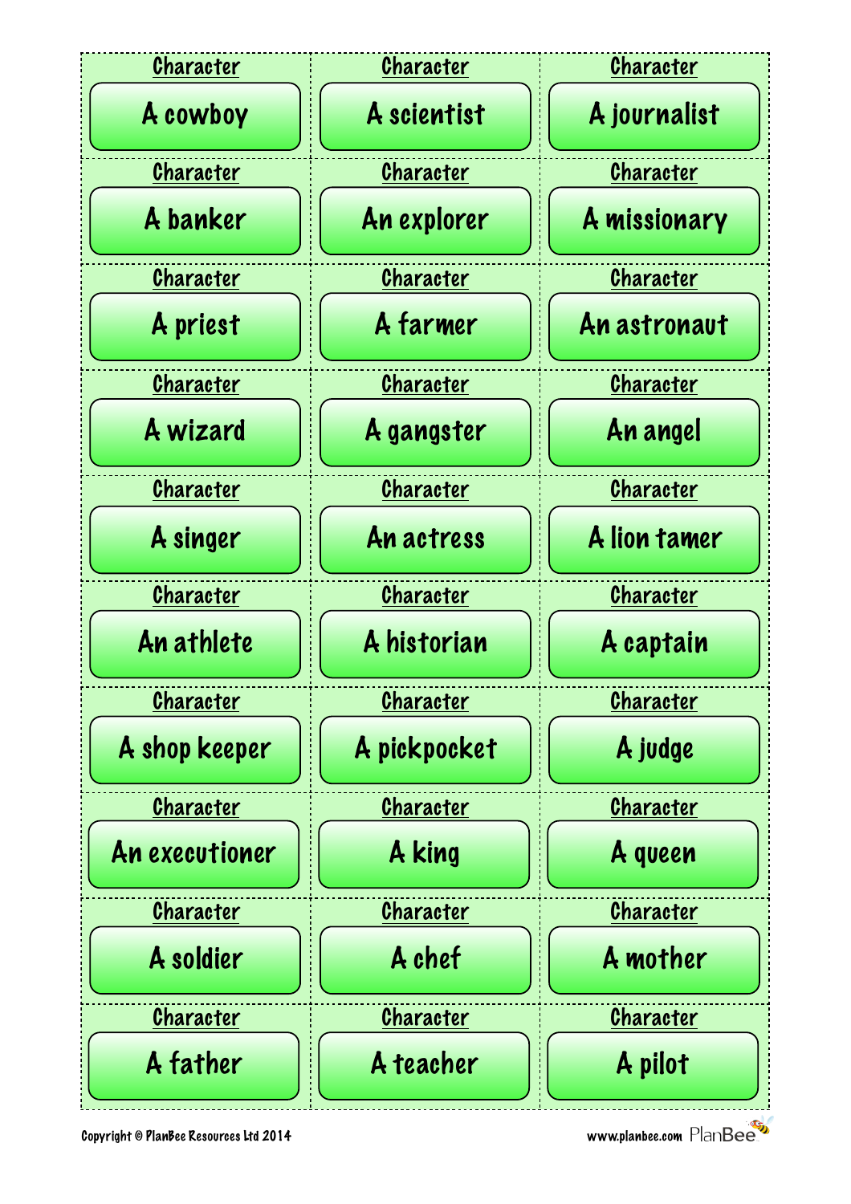| Character | Character | Character |
| --- | --- | --- |
| A cowboy | A scientist | A journalist |
| **Character** | **Character** | **Character** |
| A banker | An explorer | A missionary |
| **Character** | **Character** | **Character** |
| A priest | A farmer | An astronaut |
| **Character** | **Character** | **Character** |
| A wizard | A gangster | An angel |
| **Character** | **Character** | **Character** |
| A singer | An actress | A lion tamer |
| **Character** | **Character** | **Character** |
| An athlete | A historian | A captain |
| **Character** | **Character** | **Character** |
| A shop keeper | A pickpocket | A judge |
| **Character** | **Character** | **Character** |
| An executioner | A king | A queen |
| **Character** | **Character** | **Character** |
| A soldier | A chef | A mother |
| **Character** | **Character** | **Character** |
| A father | A teacher | A pilot |

Copyright © PlanBee Resources Ltd 2014

www.planbee.com PlanBee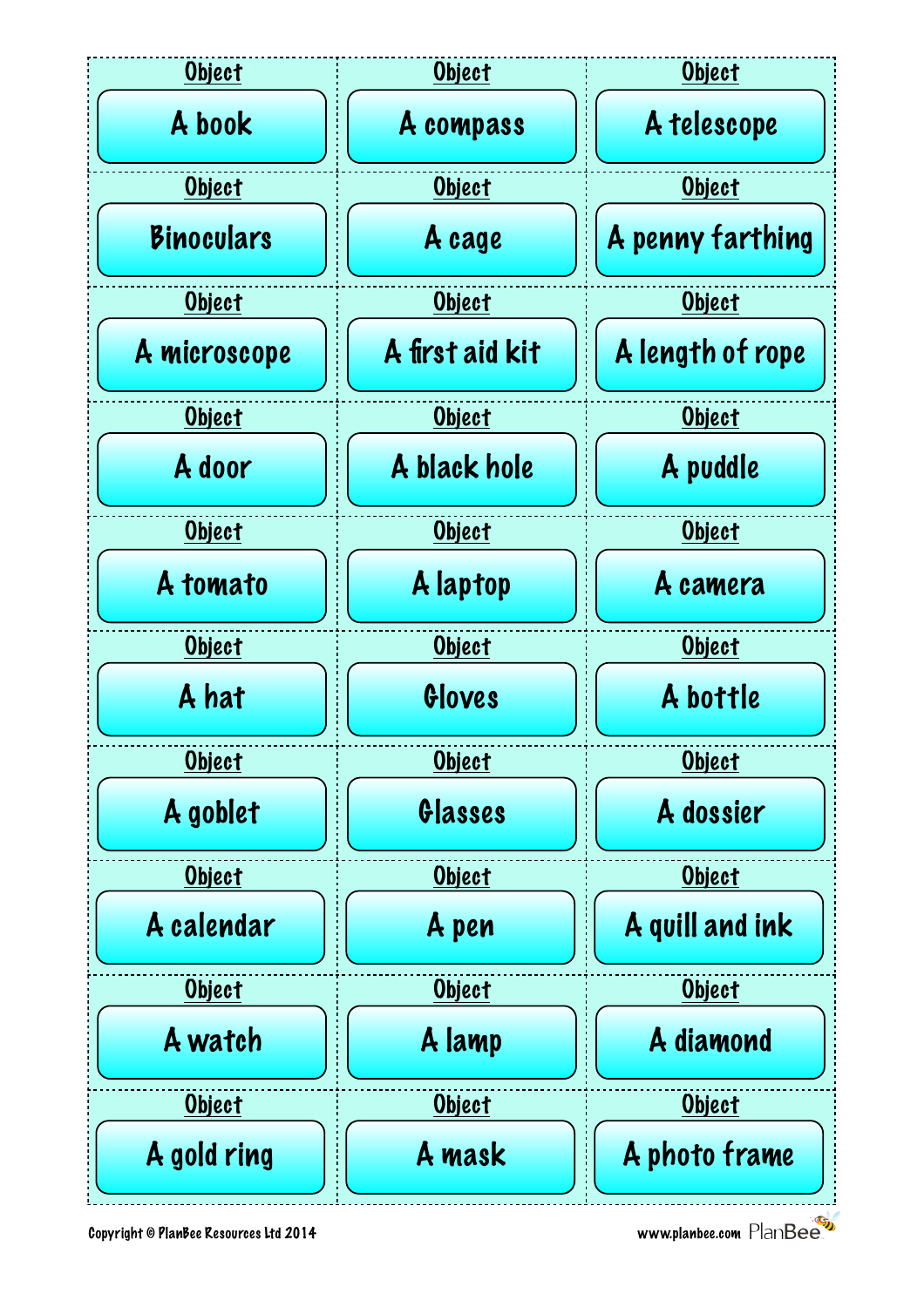| Object | Object | Object |
| --- | --- | --- |
| A book | A compass | A telescope |
| Binoculars | A cage | A penny farthing |
| A microscope | A first aid kit | A length of rope |
| A door | A black hole | A puddle |
| A tomato | A laptop | A camera |
| A hat | Gloves | A bottle |
| A goblet | Glasses | A dossier |
| A calendar | A pen | A quill and ink |
| A watch | A lamp | A diamond |
| A gold ring | A mask | A photo frame |

Copyright © PlanBee Resources Ltd 2014

www.planbee.com PlanBee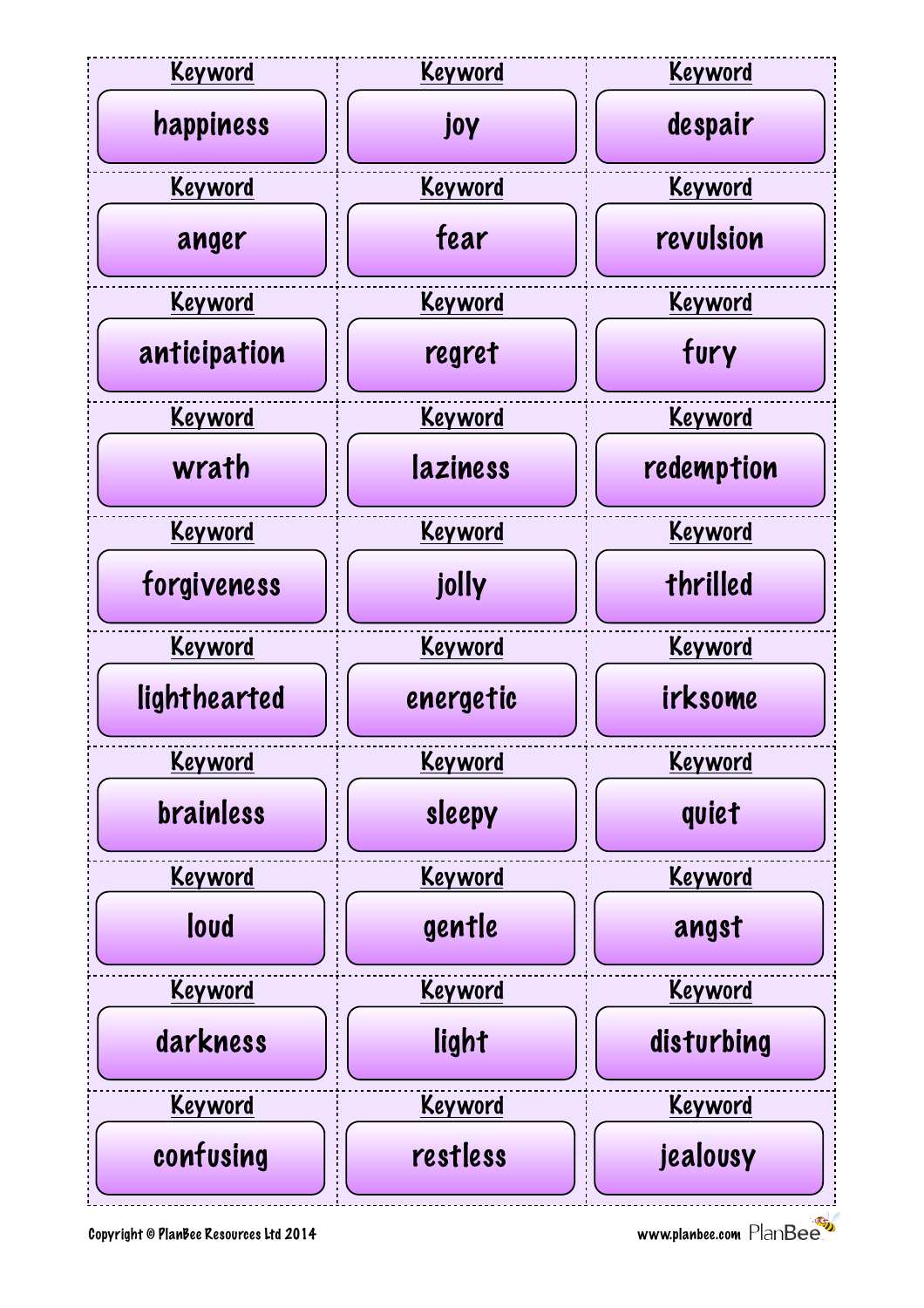| | | |
|---|---|---|
| Keyword<br>happiness | Keyword<br>joy | Keyword<br>despair |
| Keyword<br>anger | Keyword<br>fear | Keyword<br>revulsion |
| Keyword<br>anticipation | Keyword<br>regret | Keyword<br>fury |
| Keyword<br>wrath | Keyword<br>laziness | Keyword<br>redemption |
| Keyword<br>forgiveness | Keyword<br>jolly | Keyword<br>thrilled |
| Keyword<br>lighthearted | Keyword<br>energetic | Keyword<br>irksome |
| Keyword<br>brainless | Keyword<br>sleepy | Keyword<br>quiet |
| Keyword<br>loud | Keyword<br>gentle | Keyword<br>angst |
| Keyword<br>darkness | Keyword<br>light | Keyword<br>disturbing |
| Keyword<br>confusing | Keyword<br>restless | Keyword<br>jealousy |

Copyright © PlanBee Resources Ltd 2014

www.planbee.com PlanBee